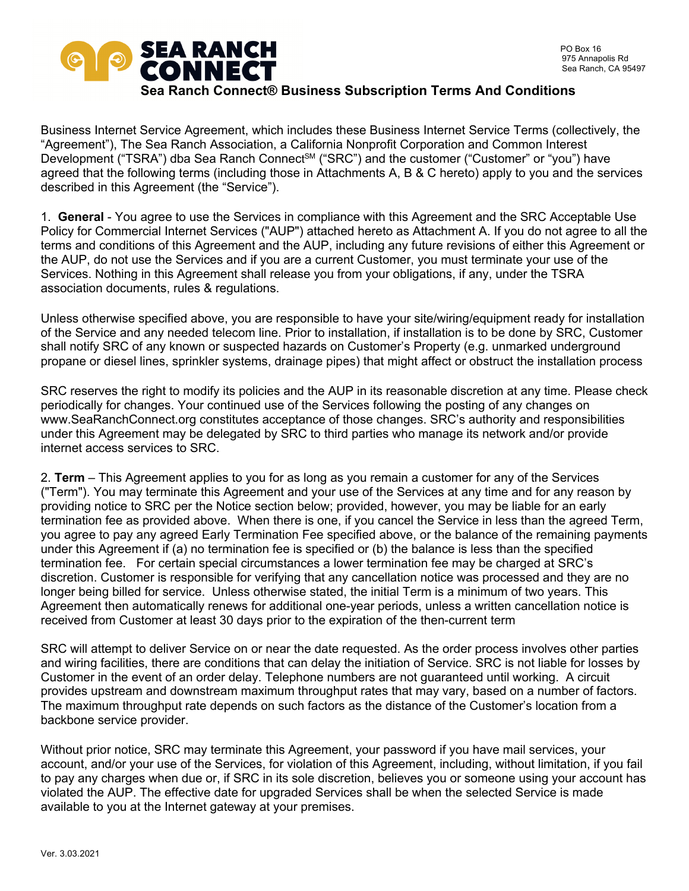SEA RANCH CONNECT

PO Box 16
975 Annapolis Rd
Sea Ranch, CA 95497

# Sea Ranch Connect® Business Subscription Terms And Conditions

Business Internet Service Agreement, which includes these Business Internet Service Terms (collectively, the "Agreement"), The Sea Ranch Association, a California Nonprofit Corporation and Common Interest Development ("TSRA") dba Sea Ranch Connect℠ ("SRC") and the customer ("Customer" or "you") have agreed that the following terms (including those in Attachments A, B & C hereto) apply to you and the services described in this Agreement (the "Service").

1. **General** - You agree to use the Services in compliance with this Agreement and the SRC Acceptable Use Policy for Commercial Internet Services ("AUP") attached hereto as Attachment A. If you do not agree to all the terms and conditions of this Agreement and the AUP, including any future revisions of either this Agreement or the AUP, do not use the Services and if you are a current Customer, you must terminate your use of the Services. Nothing in this Agreement shall release you from your obligations, if any, under the TSRA association documents, rules & regulations.

Unless otherwise specified above, you are responsible to have your site/wiring/equipment ready for installation of the Service and any needed telecom line. Prior to installation, if installation is to be done by SRC, Customer shall notify SRC of any known or suspected hazards on Customer's Property (e.g. unmarked underground propane or diesel lines, sprinkler systems, drainage pipes) that might affect or obstruct the installation process

SRC reserves the right to modify its policies and the AUP in its reasonable discretion at any time. Please check periodically for changes. Your continued use of the Services following the posting of any changes on www.SeaRanchConnect.org constitutes acceptance of those changes. SRC's authority and responsibilities under this Agreement may be delegated by SRC to third parties who manage its network and/or provide internet access services to SRC.

2. **Term** – This Agreement applies to you for as long as you remain a customer for any of the Services ("Term"). You may terminate this Agreement and your use of the Services at any time and for any reason by providing notice to SRC per the Notice section below; provided, however, you may be liable for an early termination fee as provided above. When there is one, if you cancel the Service in less than the agreed Term, you agree to pay any agreed Early Termination Fee specified above, or the balance of the remaining payments under this Agreement if (a) no termination fee is specified or (b) the balance is less than the specified termination fee. For certain special circumstances a lower termination fee may be charged at SRC's discretion. Customer is responsible for verifying that any cancellation notice was processed and they are no longer being billed for service. Unless otherwise stated, the initial Term is a minimum of two years. This Agreement then automatically renews for additional one-year periods, unless a written cancellation notice is received from Customer at least 30 days prior to the expiration of the then-current term

SRC will attempt to deliver Service on or near the date requested. As the order process involves other parties and wiring facilities, there are conditions that can delay the initiation of Service. SRC is not liable for losses by Customer in the event of an order delay. Telephone numbers are not guaranteed until working. A circuit provides upstream and downstream maximum throughput rates that may vary, based on a number of factors. The maximum throughput rate depends on such factors as the distance of the Customer's location from a backbone service provider.

Without prior notice, SRC may terminate this Agreement, your password if you have mail services, your account, and/or your use of the Services, for violation of this Agreement, including, without limitation, if you fail to pay any charges when due or, if SRC in its sole discretion, believes you or someone using your account has violated the AUP. The effective date for upgraded Services shall be when the selected Service is made available to you at the Internet gateway at your premises.

Ver. 3.03.2021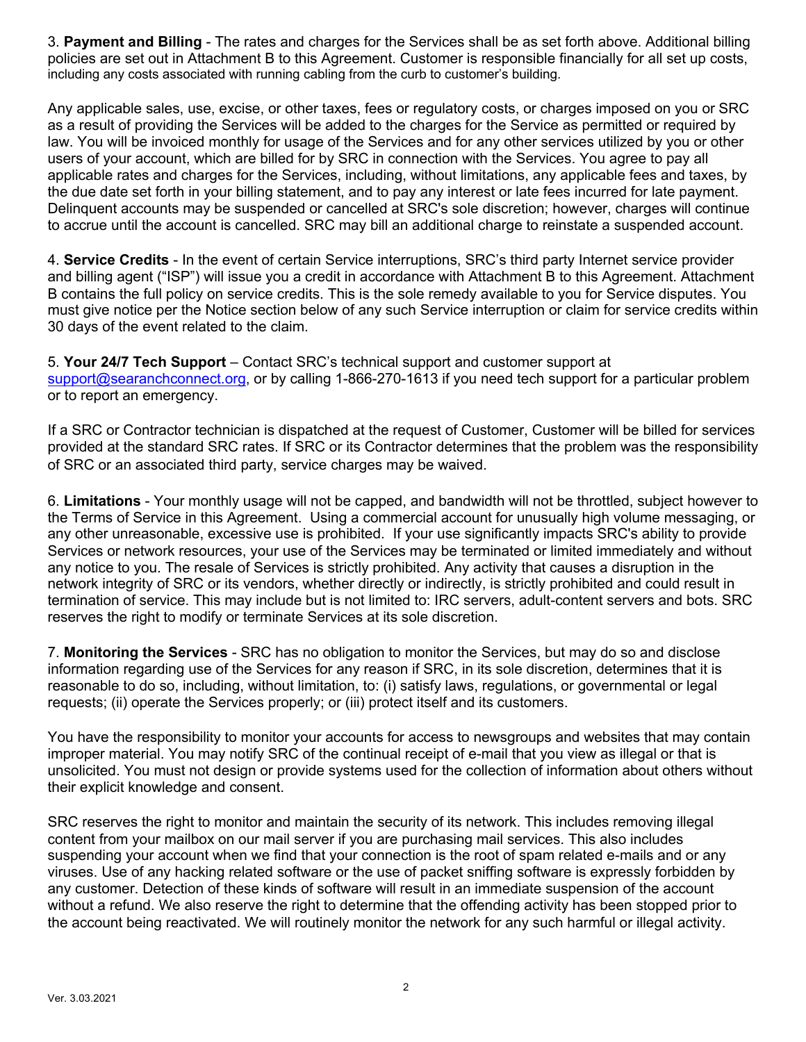3. **Payment and Billing** - The rates and charges for the Services shall be as set forth above. Additional billing policies are set out in Attachment B to this Agreement. Customer is responsible financially for all set up costs, including any costs associated with running cabling from the curb to customer's building.

Any applicable sales, use, excise, or other taxes, fees or regulatory costs, or charges imposed on you or SRC as a result of providing the Services will be added to the charges for the Service as permitted or required by law. You will be invoiced monthly for usage of the Services and for any other services utilized by you or other users of your account, which are billed for by SRC in connection with the Services. You agree to pay all applicable rates and charges for the Services, including, without limitations, any applicable fees and taxes, by the due date set forth in your billing statement, and to pay any interest or late fees incurred for late payment. Delinquent accounts may be suspended or cancelled at SRC's sole discretion; however, charges will continue to accrue until the account is cancelled. SRC may bill an additional charge to reinstate a suspended account.

4. **Service Credits** - In the event of certain Service interruptions, SRC's third party Internet service provider and billing agent ("ISP") will issue you a credit in accordance with Attachment B to this Agreement. Attachment B contains the full policy on service credits. This is the sole remedy available to you for Service disputes. You must give notice per the Notice section below of any such Service interruption or claim for service credits within 30 days of the event related to the claim.

5. **Your 24/7 Tech Support** – Contact SRC's technical support and customer support at support@searanchconnect.org, or by calling 1-866-270-1613 if you need tech support for a particular problem or to report an emergency.

If a SRC or Contractor technician is dispatched at the request of Customer, Customer will be billed for services provided at the standard SRC rates. If SRC or its Contractor determines that the problem was the responsibility of SRC or an associated third party, service charges may be waived.

6. **Limitations** - Your monthly usage will not be capped, and bandwidth will not be throttled, subject however to the Terms of Service in this Agreement. Using a commercial account for unusually high volume messaging, or any other unreasonable, excessive use is prohibited. If your use significantly impacts SRC's ability to provide Services or network resources, your use of the Services may be terminated or limited immediately and without any notice to you. The resale of Services is strictly prohibited. Any activity that causes a disruption in the network integrity of SRC or its vendors, whether directly or indirectly, is strictly prohibited and could result in termination of service. This may include but is not limited to: IRC servers, adult-content servers and bots. SRC reserves the right to modify or terminate Services at its sole discretion.

7. **Monitoring the Services** - SRC has no obligation to monitor the Services, but may do so and disclose information regarding use of the Services for any reason if SRC, in its sole discretion, determines that it is reasonable to do so, including, without limitation, to: (i) satisfy laws, regulations, or governmental or legal requests; (ii) operate the Services properly; or (iii) protect itself and its customers.

You have the responsibility to monitor your accounts for access to newsgroups and websites that may contain improper material. You may notify SRC of the continual receipt of e-mail that you view as illegal or that is unsolicited. You must not design or provide systems used for the collection of information about others without their explicit knowledge and consent.

SRC reserves the right to monitor and maintain the security of its network. This includes removing illegal content from your mailbox on our mail server if you are purchasing mail services. This also includes suspending your account when we find that your connection is the root of spam related e-mails and or any viruses. Use of any hacking related software or the use of packet sniffing software is expressly forbidden by any customer. Detection of these kinds of software will result in an immediate suspension of the account without a refund. We also reserve the right to determine that the offending activity has been stopped prior to the account being reactivated. We will routinely monitor the network for any such harmful or illegal activity.

Ver. 3.03.2021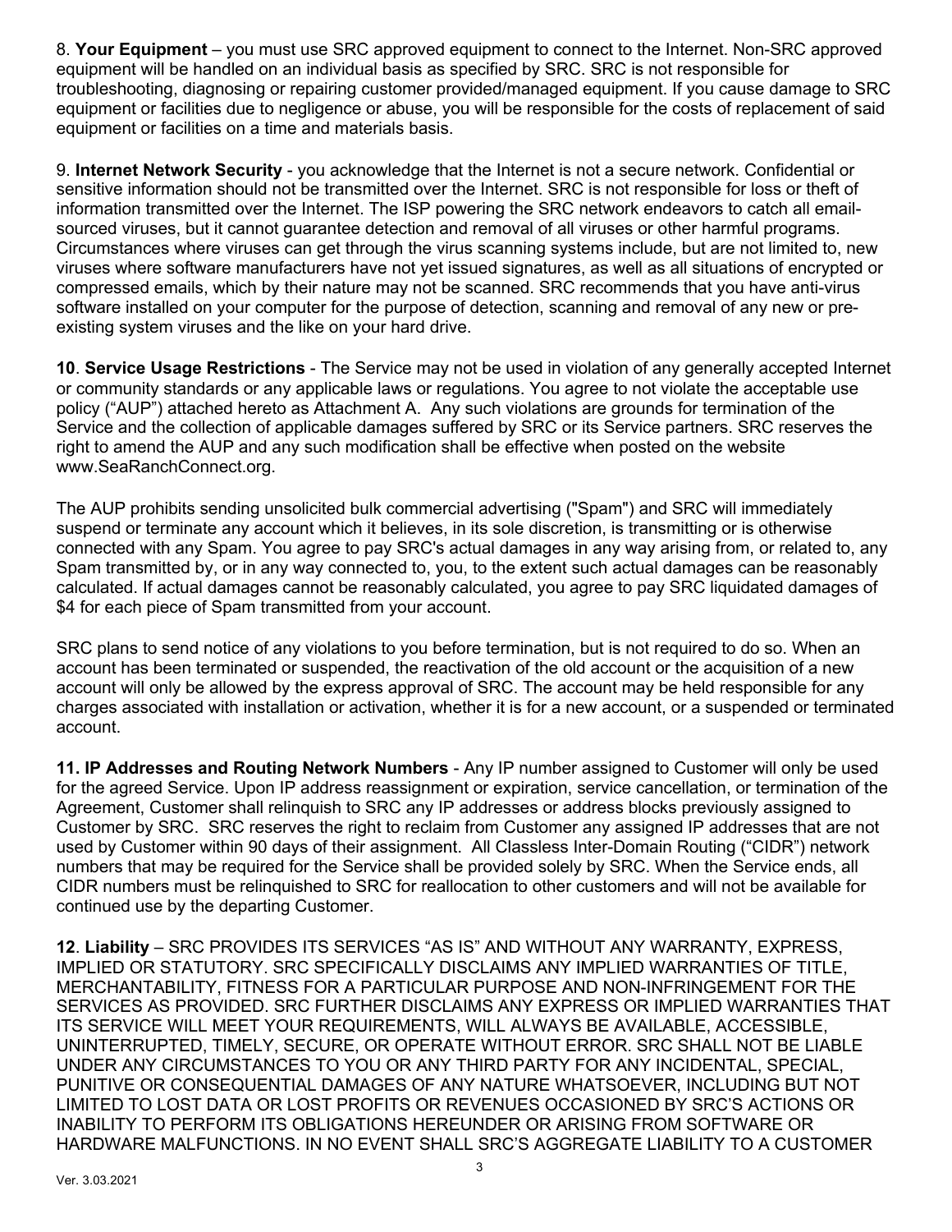8. **Your Equipment** – you must use SRC approved equipment to connect to the Internet. Non-SRC approved equipment will be handled on an individual basis as specified by SRC. SRC is not responsible for troubleshooting, diagnosing or repairing customer provided/managed equipment. If you cause damage to SRC equipment or facilities due to negligence or abuse, you will be responsible for the costs of replacement of said equipment or facilities on a time and materials basis.

9. **Internet Network Security** - you acknowledge that the Internet is not a secure network. Confidential or sensitive information should not be transmitted over the Internet. SRC is not responsible for loss or theft of information transmitted over the Internet. The ISP powering the SRC network endeavors to catch all email-sourced viruses, but it cannot guarantee detection and removal of all viruses or other harmful programs. Circumstances where viruses can get through the virus scanning systems include, but are not limited to, new viruses where software manufacturers have not yet issued signatures, as well as all situations of encrypted or compressed emails, which by their nature may not be scanned. SRC recommends that you have anti-virus software installed on your computer for the purpose of detection, scanning and removal of any new or pre-existing system viruses and the like on your hard drive.

**10**. **Service Usage Restrictions** - The Service may not be used in violation of any generally accepted Internet or community standards or any applicable laws or regulations. You agree to not violate the acceptable use policy ("AUP") attached hereto as Attachment A. Any such violations are grounds for termination of the Service and the collection of applicable damages suffered by SRC or its Service partners. SRC reserves the right to amend the AUP and any such modification shall be effective when posted on the website www.SeaRanchConnect.org.

The AUP prohibits sending unsolicited bulk commercial advertising ("Spam") and SRC will immediately suspend or terminate any account which it believes, in its sole discretion, is transmitting or is otherwise connected with any Spam. You agree to pay SRC's actual damages in any way arising from, or related to, any Spam transmitted by, or in any way connected to, you, to the extent such actual damages can be reasonably calculated. If actual damages cannot be reasonably calculated, you agree to pay SRC liquidated damages of $4 for each piece of Spam transmitted from your account.

SRC plans to send notice of any violations to you before termination, but is not required to do so. When an account has been terminated or suspended, the reactivation of the old account or the acquisition of a new account will only be allowed by the express approval of SRC. The account may be held responsible for any charges associated with installation or activation, whether it is for a new account, or a suspended or terminated account.

**11. IP Addresses and Routing Network Numbers** - Any IP number assigned to Customer will only be used for the agreed Service. Upon IP address reassignment or expiration, service cancellation, or termination of the Agreement, Customer shall relinquish to SRC any IP addresses or address blocks previously assigned to Customer by SRC. SRC reserves the right to reclaim from Customer any assigned IP addresses that are not used by Customer within 90 days of their assignment. All Classless Inter-Domain Routing ("CIDR") network numbers that may be required for the Service shall be provided solely by SRC. When the Service ends, all CIDR numbers must be relinquished to SRC for reallocation to other customers and will not be available for continued use by the departing Customer.

**12**. **Liability** – SRC PROVIDES ITS SERVICES "AS IS" AND WITHOUT ANY WARRANTY, EXPRESS, IMPLIED OR STATUTORY. SRC SPECIFICALLY DISCLAIMS ANY IMPLIED WARRANTIES OF TITLE, MERCHANTABILITY, FITNESS FOR A PARTICULAR PURPOSE AND NON-INFRINGEMENT FOR THE SERVICES AS PROVIDED. SRC FURTHER DISCLAIMS ANY EXPRESS OR IMPLIED WARRANTIES THAT ITS SERVICE WILL MEET YOUR REQUIREMENTS, WILL ALWAYS BE AVAILABLE, ACCESSIBLE, UNINTERRUPTED, TIMELY, SECURE, OR OPERATE WITHOUT ERROR. SRC SHALL NOT BE LIABLE UNDER ANY CIRCUMSTANCES TO YOU OR ANY THIRD PARTY FOR ANY INCIDENTAL, SPECIAL, PUNITIVE OR CONSEQUENTIAL DAMAGES OF ANY NATURE WHATSOEVER, INCLUDING BUT NOT LIMITED TO LOST DATA OR LOST PROFITS OR REVENUES OCCASIONED BY SRC'S ACTIONS OR INABILITY TO PERFORM ITS OBLIGATIONS HEREUNDER OR ARISING FROM SOFTWARE OR HARDWARE MALFUNCTIONS. IN NO EVENT SHALL SRC'S AGGREGATE LIABILITY TO A CUSTOMER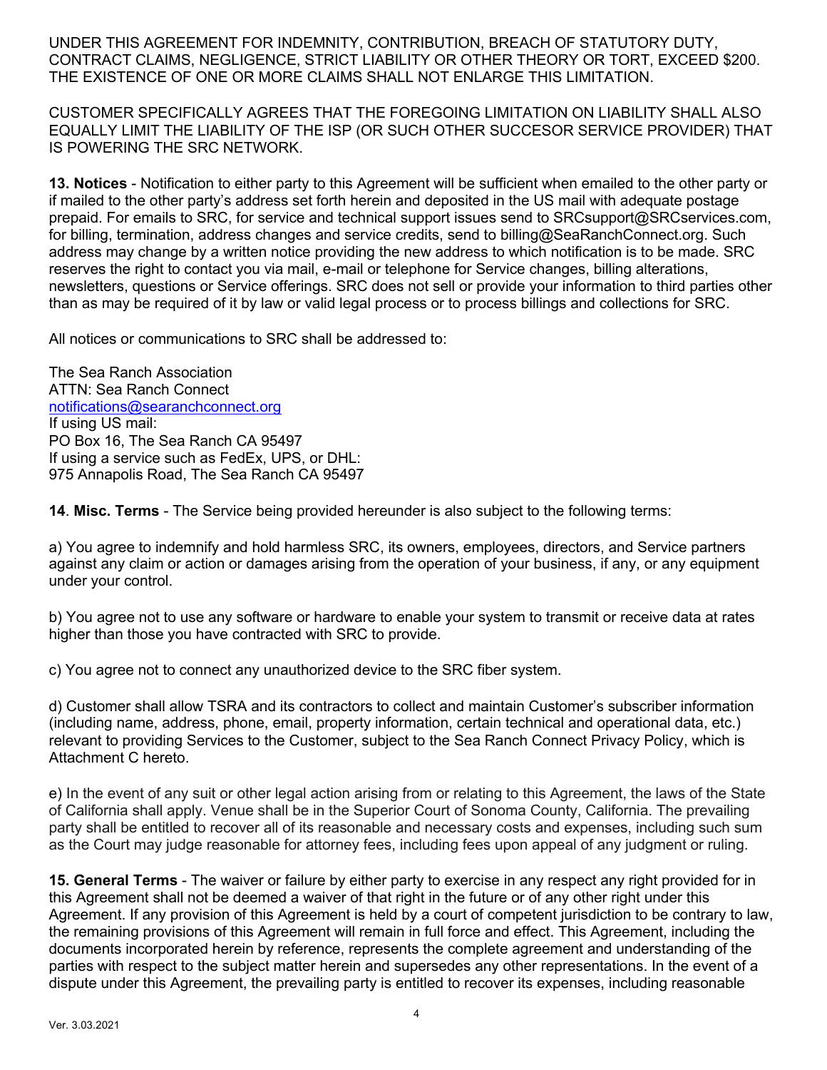UNDER THIS AGREEMENT FOR INDEMNITY, CONTRIBUTION, BREACH OF STATUTORY DUTY, CONTRACT CLAIMS, NEGLIGENCE, STRICT LIABILITY OR OTHER THEORY OR TORT, EXCEED $200. THE EXISTENCE OF ONE OR MORE CLAIMS SHALL NOT ENLARGE THIS LIMITATION.

CUSTOMER SPECIFICALLY AGREES THAT THE FOREGOING LIMITATION ON LIABILITY SHALL ALSO EQUALLY LIMIT THE LIABILITY OF THE ISP (OR SUCH OTHER SUCCESOR SERVICE PROVIDER) THAT IS POWERING THE SRC NETWORK.

**13. Notices** - Notification to either party to this Agreement will be sufficient when emailed to the other party or if mailed to the other party's address set forth herein and deposited in the US mail with adequate postage prepaid. For emails to SRC, for service and technical support issues send to SRCsupport@SRCservices.com, for billing, termination, address changes and service credits, send to billing@SeaRanchConnect.org. Such address may change by a written notice providing the new address to which notification is to be made. SRC reserves the right to contact you via mail, e-mail or telephone for Service changes, billing alterations, newsletters, questions or Service offerings. SRC does not sell or provide your information to third parties other than as may be required of it by law or valid legal process or to process billings and collections for SRC.

All notices or communications to SRC shall be addressed to:

The Sea Ranch Association
ATTN: Sea Ranch Connect
notifications@searanchconnect.org
If using US mail:
PO Box 16, The Sea Ranch CA 95497
If using a service such as FedEx, UPS, or DHL:
975 Annapolis Road, The Sea Ranch CA 95497

**14**. **Misc. Terms** - The Service being provided hereunder is also subject to the following terms:

a) You agree to indemnify and hold harmless SRC, its owners, employees, directors, and Service partners against any claim or action or damages arising from the operation of your business, if any, or any equipment under your control.

b) You agree not to use any software or hardware to enable your system to transmit or receive data at rates higher than those you have contracted with SRC to provide.

c) You agree not to connect any unauthorized device to the SRC fiber system.

d) Customer shall allow TSRA and its contractors to collect and maintain Customer's subscriber information (including name, address, phone, email, property information, certain technical and operational data, etc.) relevant to providing Services to the Customer, subject to the Sea Ranch Connect Privacy Policy, which is Attachment C hereto.

e) In the event of any suit or other legal action arising from or relating to this Agreement, the laws of the State of California shall apply. Venue shall be in the Superior Court of Sonoma County, California. The prevailing party shall be entitled to recover all of its reasonable and necessary costs and expenses, including such sum as the Court may judge reasonable for attorney fees, including fees upon appeal of any judgment or ruling.

**15. General Terms** - The waiver or failure by either party to exercise in any respect any right provided for in this Agreement shall not be deemed a waiver of that right in the future or of any other right under this Agreement. If any provision of this Agreement is held by a court of competent jurisdiction to be contrary to law, the remaining provisions of this Agreement will remain in full force and effect. This Agreement, including the documents incorporated herein by reference, represents the complete agreement and understanding of the parties with respect to the subject matter herein and supersedes any other representations. In the event of a dispute under this Agreement, the prevailing party is entitled to recover its expenses, including reasonable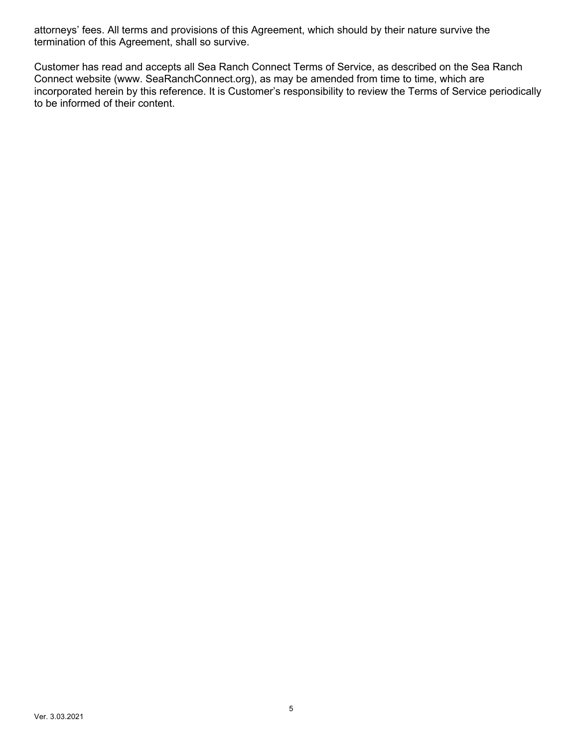attorneys' fees. All terms and provisions of this Agreement, which should by their nature survive the termination of this Agreement, shall so survive.

Customer has read and accepts all Sea Ranch Connect Terms of Service, as described on the Sea Ranch Connect website (www. SeaRanchConnect.org), as may be amended from time to time, which are incorporated herein by this reference. It is Customer's responsibility to review the Terms of Service periodically to be informed of their content.

Ver. 3.03.2021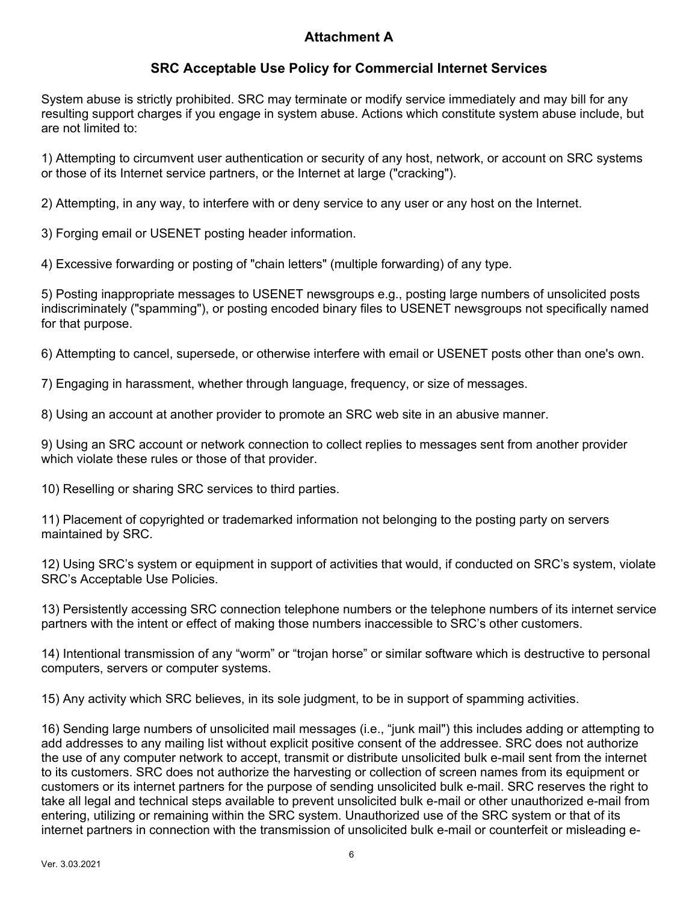## Attachment A

## SRC Acceptable Use Policy for Commercial Internet Services

System abuse is strictly prohibited. SRC may terminate or modify service immediately and may bill for any resulting support charges if you engage in system abuse. Actions which constitute system abuse include, but are not limited to:

1) Attempting to circumvent user authentication or security of any host, network, or account on SRC systems or those of its Internet service partners, or the Internet at large ("cracking").

2) Attempting, in any way, to interfere with or deny service to any user or any host on the Internet.

3) Forging email or USENET posting header information.

4) Excessive forwarding or posting of "chain letters" (multiple forwarding) of any type.

5) Posting inappropriate messages to USENET newsgroups e.g., posting large numbers of unsolicited posts indiscriminately ("spamming"), or posting encoded binary files to USENET newsgroups not specifically named for that purpose.

6) Attempting to cancel, supersede, or otherwise interfere with email or USENET posts other than one's own.

7) Engaging in harassment, whether through language, frequency, or size of messages.

8) Using an account at another provider to promote an SRC web site in an abusive manner.

9) Using an SRC account or network connection to collect replies to messages sent from another provider which violate these rules or those of that provider.

10) Reselling or sharing SRC services to third parties.

11) Placement of copyrighted or trademarked information not belonging to the posting party on servers maintained by SRC.

12) Using SRC's system or equipment in support of activities that would, if conducted on SRC's system, violate SRC's Acceptable Use Policies.

13) Persistently accessing SRC connection telephone numbers or the telephone numbers of its internet service partners with the intent or effect of making those numbers inaccessible to SRC's other customers.

14) Intentional transmission of any "worm" or "trojan horse" or similar software which is destructive to personal computers, servers or computer systems.

15) Any activity which SRC believes, in its sole judgment, to be in support of spamming activities.

16) Sending large numbers of unsolicited mail messages (i.e., "junk mail") this includes adding or attempting to add addresses to any mailing list without explicit positive consent of the addressee. SRC does not authorize the use of any computer network to accept, transmit or distribute unsolicited bulk e-mail sent from the internet to its customers. SRC does not authorize the harvesting or collection of screen names from its equipment or customers or its internet partners for the purpose of sending unsolicited bulk e-mail. SRC reserves the right to take all legal and technical steps available to prevent unsolicited bulk e-mail or other unauthorized e-mail from entering, utilizing or remaining within the SRC system. Unauthorized use of the SRC system or that of its internet partners in connection with the transmission of unsolicited bulk e-mail or counterfeit or misleading e-

Ver. 3.03.2021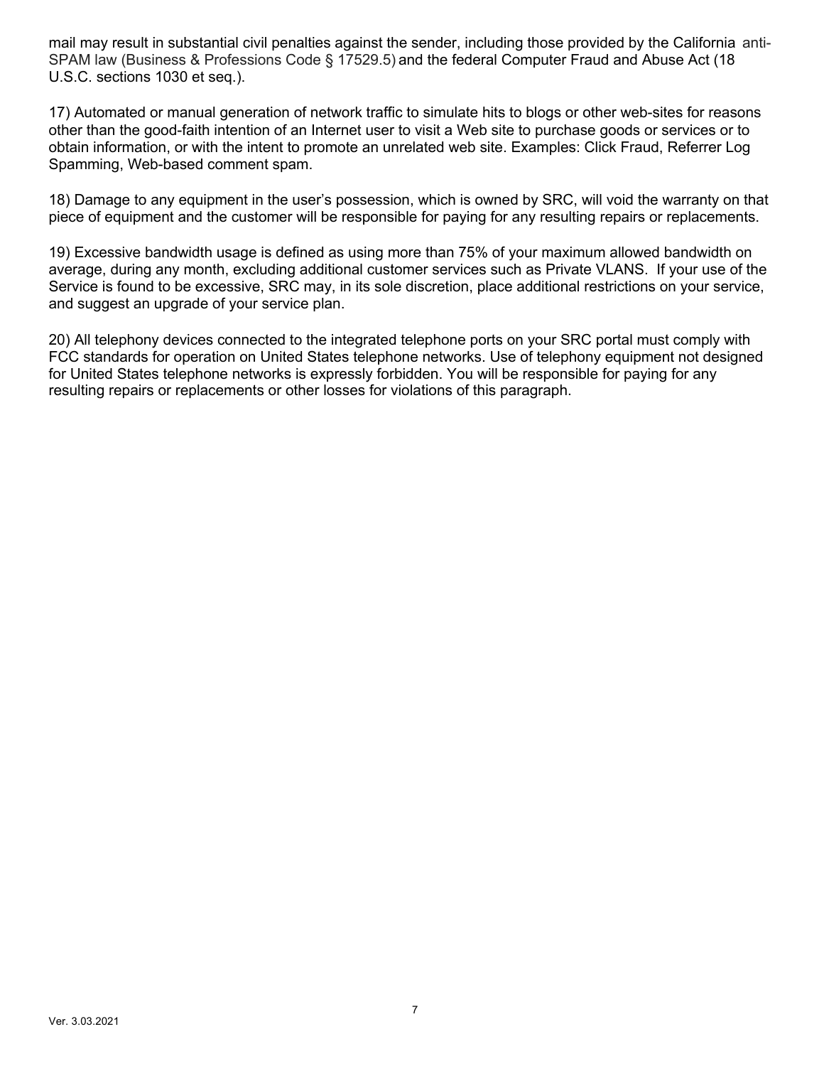mail may result in substantial civil penalties against the sender, including those provided by the California anti-SPAM law (Business & Professions Code § 17529.5) and the federal Computer Fraud and Abuse Act (18 U.S.C. sections 1030 et seq.).

17) Automated or manual generation of network traffic to simulate hits to blogs or other web-sites for reasons other than the good-faith intention of an Internet user to visit a Web site to purchase goods or services or to obtain information, or with the intent to promote an unrelated web site. Examples: Click Fraud, Referrer Log Spamming, Web-based comment spam.

18) Damage to any equipment in the user's possession, which is owned by SRC, will void the warranty on that piece of equipment and the customer will be responsible for paying for any resulting repairs or replacements.

19) Excessive bandwidth usage is defined as using more than 75% of your maximum allowed bandwidth on average, during any month, excluding additional customer services such as Private VLANS. If your use of the Service is found to be excessive, SRC may, in its sole discretion, place additional restrictions on your service, and suggest an upgrade of your service plan.

20) All telephony devices connected to the integrated telephone ports on your SRC portal must comply with FCC standards for operation on United States telephone networks. Use of telephony equipment not designed for United States telephone networks is expressly forbidden. You will be responsible for paying for any resulting repairs or replacements or other losses for violations of this paragraph.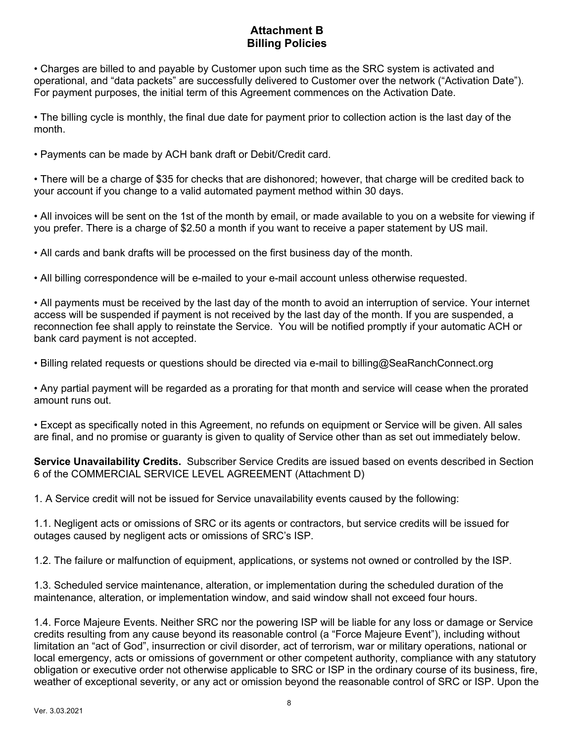# Attachment B
## Billing Policies

• Charges are billed to and payable by Customer upon such time as the SRC system is activated and operational, and "data packets" are successfully delivered to Customer over the network ("Activation Date"). For payment purposes, the initial term of this Agreement commences on the Activation Date.

• The billing cycle is monthly, the final due date for payment prior to collection action is the last day of the month.

• Payments can be made by ACH bank draft or Debit/Credit card.

• There will be a charge of $35 for checks that are dishonored; however, that charge will be credited back to your account if you change to a valid automated payment method within 30 days.

• All invoices will be sent on the 1st of the month by email, or made available to you on a website for viewing if you prefer. There is a charge of $2.50 a month if you want to receive a paper statement by US mail.

• All cards and bank drafts will be processed on the first business day of the month.

• All billing correspondence will be e-mailed to your e-mail account unless otherwise requested.

• All payments must be received by the last day of the month to avoid an interruption of service. Your internet access will be suspended if payment is not received by the last day of the month. If you are suspended, a reconnection fee shall apply to reinstate the Service. You will be notified promptly if your automatic ACH or bank card payment is not accepted.

• Billing related requests or questions should be directed via e-mail to billing@SeaRanchConnect.org

• Any partial payment will be regarded as a prorating for that month and service will cease when the prorated amount runs out.

• Except as specifically noted in this Agreement, no refunds on equipment or Service will be given. All sales are final, and no promise or guaranty is given to quality of Service other than as set out immediately below.

**Service Unavailability Credits.** Subscriber Service Credits are issued based on events described in Section 6 of the COMMERCIAL SERVICE LEVEL AGREEMENT (Attachment D)

1. A Service credit will not be issued for Service unavailability events caused by the following:

1.1. Negligent acts or omissions of SRC or its agents or contractors, but service credits will be issued for outages caused by negligent acts or omissions of SRC's ISP.

1.2. The failure or malfunction of equipment, applications, or systems not owned or controlled by the ISP.

1.3. Scheduled service maintenance, alteration, or implementation during the scheduled duration of the maintenance, alteration, or implementation window, and said window shall not exceed four hours.

1.4. Force Majeure Events. Neither SRC nor the powering ISP will be liable for any loss or damage or Service credits resulting from any cause beyond its reasonable control (a "Force Majeure Event"), including without limitation an "act of God", insurrection or civil disorder, act of terrorism, war or military operations, national or local emergency, acts or omissions of government or other competent authority, compliance with any statutory obligation or executive order not otherwise applicable to SRC or ISP in the ordinary course of its business, fire, weather of exceptional severity, or any act or omission beyond the reasonable control of SRC or ISP. Upon the

Ver. 3.03.2021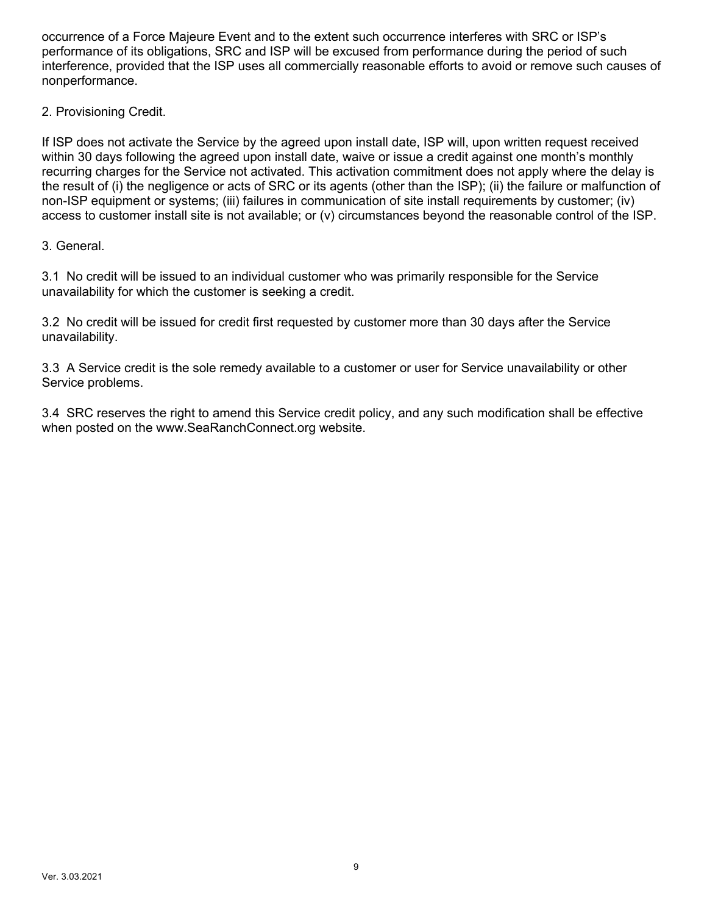occurrence of a Force Majeure Event and to the extent such occurrence interferes with SRC or ISP's performance of its obligations, SRC and ISP will be excused from performance during the period of such interference, provided that the ISP uses all commercially reasonable efforts to avoid or remove such causes of nonperformance.

2. Provisioning Credit.

If ISP does not activate the Service by the agreed upon install date, ISP will, upon written request received within 30 days following the agreed upon install date, waive or issue a credit against one month's monthly recurring charges for the Service not activated. This activation commitment does not apply where the delay is the result of (i) the negligence or acts of SRC or its agents (other than the ISP); (ii) the failure or malfunction of non-ISP equipment or systems; (iii) failures in communication of site install requirements by customer; (iv) access to customer install site is not available; or (v) circumstances beyond the reasonable control of the ISP.

3. General.

3.1 No credit will be issued to an individual customer who was primarily responsible for the Service unavailability for which the customer is seeking a credit.

3.2 No credit will be issued for credit first requested by customer more than 30 days after the Service unavailability.

3.3 A Service credit is the sole remedy available to a customer or user for Service unavailability or other Service problems.

3.4 SRC reserves the right to amend this Service credit policy, and any such modification shall be effective when posted on the www.SeaRanchConnect.org website.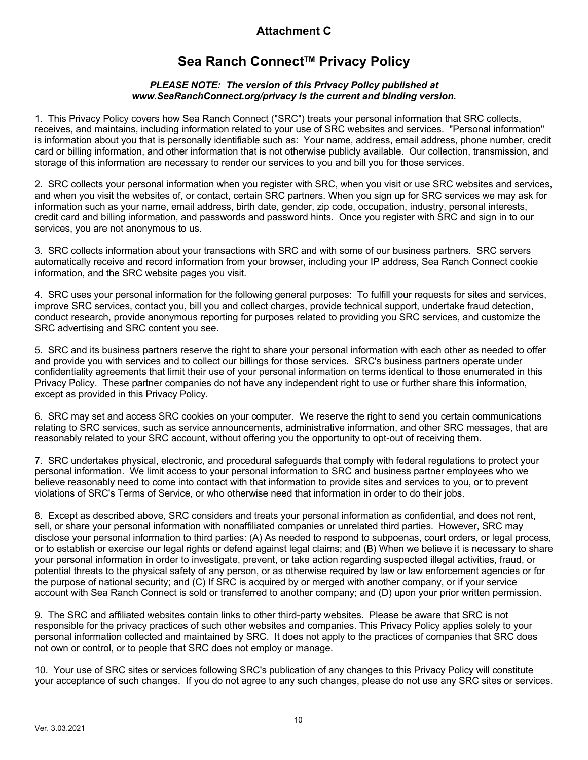## Attachment C

# Sea Ranch ConnectTM Privacy Policy

***PLEASE NOTE: The version of this Privacy Policy published at www.SeaRanchConnect.org/privacy is the current and binding version.***

1. This Privacy Policy covers how Sea Ranch Connect ("SRC") treats your personal information that SRC collects, receives, and maintains, including information related to your use of SRC websites and services. "Personal information" is information about you that is personally identifiable such as: Your name, address, email address, phone number, credit card or billing information, and other information that is not otherwise publicly available. Our collection, transmission, and storage of this information are necessary to render our services to you and bill you for those services.

2. SRC collects your personal information when you register with SRC, when you visit or use SRC websites and services, and when you visit the websites of, or contact, certain SRC partners. When you sign up for SRC services we may ask for information such as your name, email address, birth date, gender, zip code, occupation, industry, personal interests, credit card and billing information, and passwords and password hints. Once you register with SRC and sign in to our services, you are not anonymous to us.

3. SRC collects information about your transactions with SRC and with some of our business partners. SRC servers automatically receive and record information from your browser, including your IP address, Sea Ranch Connect cookie information, and the SRC website pages you visit.

4. SRC uses your personal information for the following general purposes: To fulfill your requests for sites and services, improve SRC services, contact you, bill you and collect charges, provide technical support, undertake fraud detection, conduct research, provide anonymous reporting for purposes related to providing you SRC services, and customize the SRC advertising and SRC content you see.

5. SRC and its business partners reserve the right to share your personal information with each other as needed to offer and provide you with services and to collect our billings for those services. SRC's business partners operate under confidentiality agreements that limit their use of your personal information on terms identical to those enumerated in this Privacy Policy. These partner companies do not have any independent right to use or further share this information, except as provided in this Privacy Policy.

6. SRC may set and access SRC cookies on your computer. We reserve the right to send you certain communications relating to SRC services, such as service announcements, administrative information, and other SRC messages, that are reasonably related to your SRC account, without offering you the opportunity to opt-out of receiving them.

7. SRC undertakes physical, electronic, and procedural safeguards that comply with federal regulations to protect your personal information. We limit access to your personal information to SRC and business partner employees who we believe reasonably need to come into contact with that information to provide sites and services to you, or to prevent violations of SRC's Terms of Service, or who otherwise need that information in order to do their jobs.

8. Except as described above, SRC considers and treats your personal information as confidential, and does not rent, sell, or share your personal information with nonaffiliated companies or unrelated third parties. However, SRC may disclose your personal information to third parties: (A) As needed to respond to subpoenas, court orders, or legal process, or to establish or exercise our legal rights or defend against legal claims; and (B) When we believe it is necessary to share your personal information in order to investigate, prevent, or take action regarding suspected illegal activities, fraud, or potential threats to the physical safety of any person, or as otherwise required by law or law enforcement agencies or for the purpose of national security; and (C) If SRC is acquired by or merged with another company, or if your service account with Sea Ranch Connect is sold or transferred to another company; and (D) upon your prior written permission.

9. The SRC and affiliated websites contain links to other third-party websites. Please be aware that SRC is not responsible for the privacy practices of such other websites and companies. This Privacy Policy applies solely to your personal information collected and maintained by SRC. It does not apply to the practices of companies that SRC does not own or control, or to people that SRC does not employ or manage.

10. Your use of SRC sites or services following SRC's publication of any changes to this Privacy Policy will constitute your acceptance of such changes. If you do not agree to any such changes, please do not use any SRC sites or services.

Ver. 3.03.2021